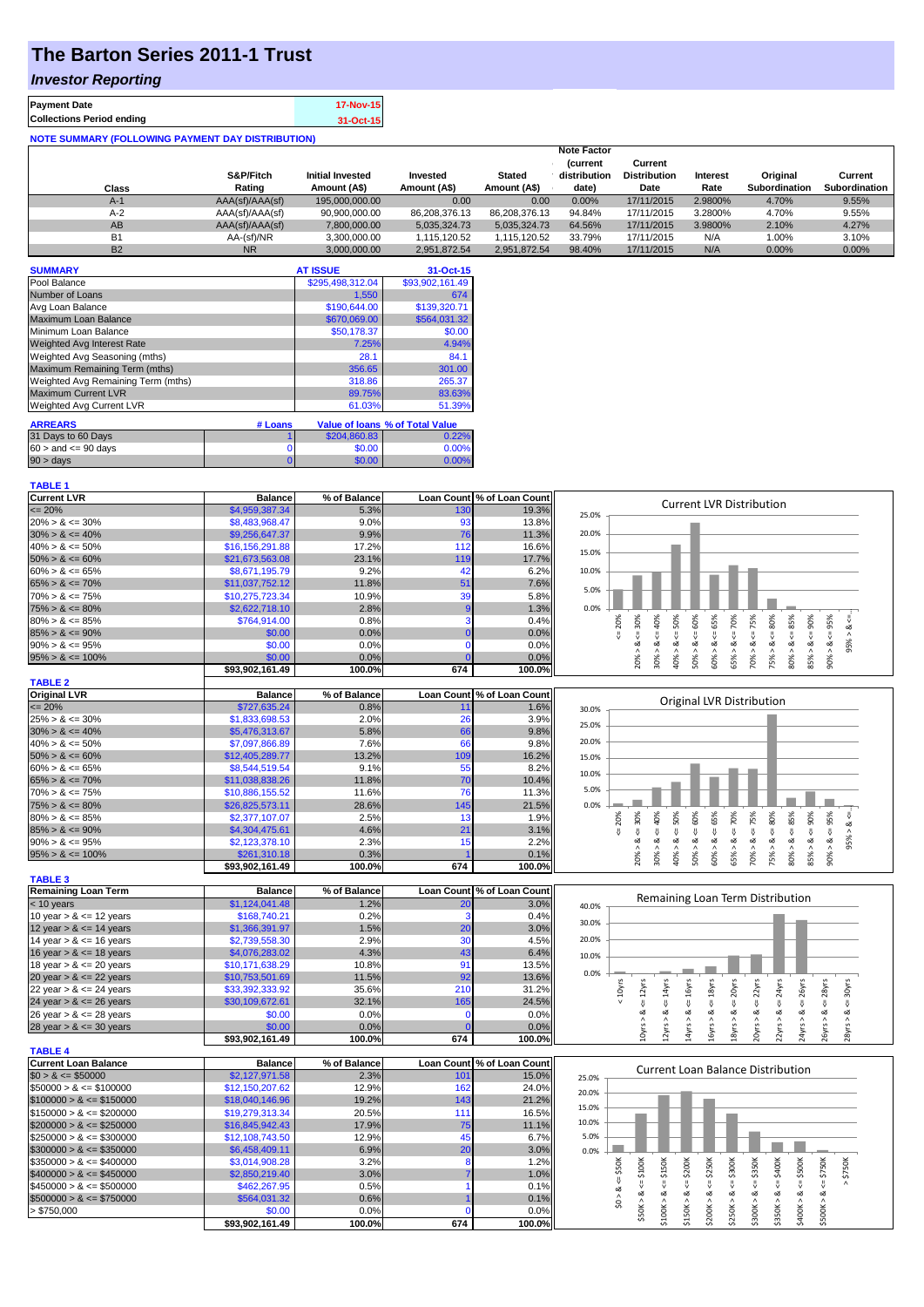# The Barton Series 2011-1 Trust

## *Investor Reporting*

| | |
|---|---|
| **Payment Date** | 17-Nov-15 |
| **Collections Period ending** | 31-Oct-15 |

**NOTE SUMMARY (FOLLOWING PAYMENT DAY DISTRIBUTION)**

| Class | S&P/Fitch Rating | Initial Invested Amount (A$) | Invested Amount (A$) | Stated Amount (A$) | Note Factor (current distribution date) | Current Distribution Date | Interest Rate | Original Subordination | Current Subordination |
|---|---|---|---|---|---|---|---|---|---|
| A-1 | AAA(sf)/AAA(sf) | 195,000,000.00 | 0.00 | 0.00 | 0.00% | 17/11/2015 | 2.9800% | 4.70% | 9.55% |
| A-2 | AAA(sf)/AAA(sf) | 90,900,000.00 | 86,208,376.13 | 86,208,376.13 | 94.84% | 17/11/2015 | 3.2800% | 4.70% | 9.55% |
| AB | AAA(sf)/AAA(sf) | 7,800,000.00 | 5,035,324.73 | 5,035,324.73 | 64.56% | 17/11/2015 | 3.9800% | 2.10% | 4.27% |
| B1 | AA-(sf)/NR | 3,300,000.00 | 1,115,120.52 | 1,115,120.52 | 33.79% | 17/11/2015 | N/A | 1.00% | 3.10% |
| B2 | NR | 3,000,000.00 | 2,951,872.54 | 2,951,872.54 | 98.40% | 17/11/2015 | N/A | 0.00% | 0.00% |

| SUMMARY | AT ISSUE | 31-Oct-15 |
|---|---|---|
| Pool Balance | $295,498,312.04 | $93,902,161.49 |
| Number of Loans | 1,550 | 674 |
| Avg Loan Balance | $190,644.00 | $139,320.71 |
| Maximum Loan Balance | $670,069.00 | $564,031.32 |
| Minimum Loan Balance | $50,178.37 | $0.00 |
| Weighted Avg Interest Rate | 7.25% | 4.94% |
| Weighted Avg Seasoning (mths) | 28.1 | 84.1 |
| Maximum Remaining Term (mths) | 356.65 | 301.00 |
| Weighted Avg Remaining Term (mths) | 318.86 | 265.37 |
| Maximum Current LVR | 89.75% | 83.63% |
| Weighted Avg Current LVR | 61.03% | 51.39% |

| ARREARS | # Loans | Value of loans | % of Total Value |
|---|---|---|---|
| 31 Days to 60 Days | 1 | $204,860.83 | 0.22% |
| 60 > and <= 90 days | 0 | $0.00 | 0.00% |
| 90 > days | 0 | $0.00 | 0.00% |

**TABLE 1**

| Current LVR | Balance | % of Balance | Loan Count | % of Loan Count |
|---|---|---|---|---|
| <= 20% | $4,959,387.34 | 5.3% | 130 | 19.3% |
| 20% > & <= 30% | $8,483,968.47 | 9.0% | 93 | 13.8% |
| 30% > & <= 40% | $9,256,647.37 | 9.9% | 76 | 11.3% |
| 40% > & <= 50% | $16,156,291.88 | 17.2% | 112 | 16.6% |
| 50% > & <= 60% | $21,673,563.08 | 23.1% | 119 | 17.7% |
| 60% > & <= 65% | $8,671,195.79 | 9.2% | 42 | 6.2% |
| 65% > & <= 70% | $11,037,752.12 | 11.8% | 51 | 7.6% |
| 70% > & <= 75% | $10,275,723.34 | 10.9% | 39 | 5.8% |
| 75% > & <= 80% | $2,622,718.10 | 2.8% | 9 | 1.3% |
| 80% > & <= 85% | $764,914.00 | 0.8% | 3 | 0.4% |
| 85% > & <= 90% | $0.00 | 0.0% | 0 | 0.0% |
| 90% > & <= 95% | $0.00 | 0.0% | 0 | 0.0% |
| 95% > & <= 100% | $0.00 | 0.0% | 0 | 0.0% |
| | $93,902,161.49 | 100.0% | 674 | 100.0% |

**TABLE 2**

| Original LVR | Balance | % of Balance | Loan Count | % of Loan Count |
|---|---|---|---|---|
| <= 20% | $727,635.24 | 0.8% | 11 | 1.6% |
| 25% > & <= 30% | $1,833,698.53 | 2.0% | 26 | 3.9% |
| 30% > & <= 40% | $5,476,313.67 | 5.8% | 66 | 9.8% |
| 40% > & <= 50% | $7,097,866.89 | 7.6% | 66 | 9.8% |
| 50% > & <= 60% | $12,405,289.77 | 13.2% | 109 | 16.2% |
| 60% > & <= 65% | $8,544,519.54 | 9.1% | 55 | 8.2% |
| 65% > & <= 70% | $11,038,838.26 | 11.8% | 70 | 10.4% |
| 70% > & <= 75% | $10,886,155.52 | 11.6% | 76 | 11.3% |
| 75% > & <= 80% | $26,825,573.11 | 28.6% | 145 | 21.5% |
| 80% > & <= 85% | $2,377,107.07 | 2.5% | 13 | 1.9% |
| 85% > & <= 90% | $4,304,475.61 | 4.6% | 21 | 3.1% |
| 90% > & <= 95% | $2,123,378.10 | 2.3% | 15 | 2.2% |
| 95% > & <= 100% | $261,310.18 | 0.3% | 1 | 0.1% |
| | $93,902,161.49 | 100.0% | 674 | 100.0% |

**TABLE 3**

| Remaining Loan Term | Balance | % of Balance | Loan Count | % of Loan Count |
|---|---|---|---|---|
| < 10 years | $1,124,041.48 | 1.2% | 20 | 3.0% |
| 10 year > & <= 12 years | $168,740.21 | 0.2% | 3 | 0.4% |
| 12 year > & <= 14 years | $1,366,391.97 | 1.5% | 20 | 3.0% |
| 14 year > & <= 16 years | $2,739,558.30 | 2.9% | 30 | 4.5% |
| 16 year > & <= 18 years | $4,076,283.02 | 4.3% | 43 | 6.4% |
| 18 year > & <= 20 years | $10,171,638.29 | 10.8% | 91 | 13.5% |
| 20 year > & <= 22 years | $10,753,501.69 | 11.5% | 92 | 13.6% |
| 22 year > & <= 24 years | $33,392,333.92 | 35.6% | 210 | 31.2% |
| 24 year > & <= 26 years | $30,109,672.61 | 32.1% | 165 | 24.5% |
| 26 year > & <= 28 years | $0.00 | 0.0% | 0 | 0.0% |
| 28 year > & <= 30 years | $0.00 | 0.0% | 0 | 0.0% |
| | $93,902,161.49 | 100.0% | 674 | 100.0% |

**TABLE 4**

| Current Loan Balance | Balance | % of Balance | Loan Count | % of Loan Count |
|---|---|---|---|---|
| $0 > & <= $50000 | $2,127,971.58 | 2.3% | 101 | 15.0% |
| $50000 > & <= $100000 | $12,150,207.62 | 12.9% | 162 | 24.0% |
| $100000 > & <= $150000 | $18,040,146.96 | 19.2% | 143 | 21.2% |
| $150000 > & <= $200000 | $19,279,313.34 | 20.5% | 111 | 16.5% |
| $200000 > & <= $250000 | $16,845,942.43 | 17.9% | 75 | 11.1% |
| $250000 > & <= $300000 | $12,108,743.50 | 12.9% | 45 | 6.7% |
| $300000 > & <= $350000 | $6,458,409.11 | 6.9% | 20 | 3.0% |
| $350000 > & <= $400000 | $3,014,908.28 | 3.2% | 8 | 1.2% |
| $400000 > & <= $450000 | $2,850,219.40 | 3.0% | 7 | 1.0% |
| $450000 > & <= $500000 | $462,267.95 | 0.5% | 1 | 0.1% |
| $500000 > & <= $750000 | $564,031.32 | 0.6% | 1 | 0.1% |
| > $750,000 | $0.00 | 0.0% | 0 | 0.0% |
| | $93,902,161.49 | 100.0% | 674 | 100.0% |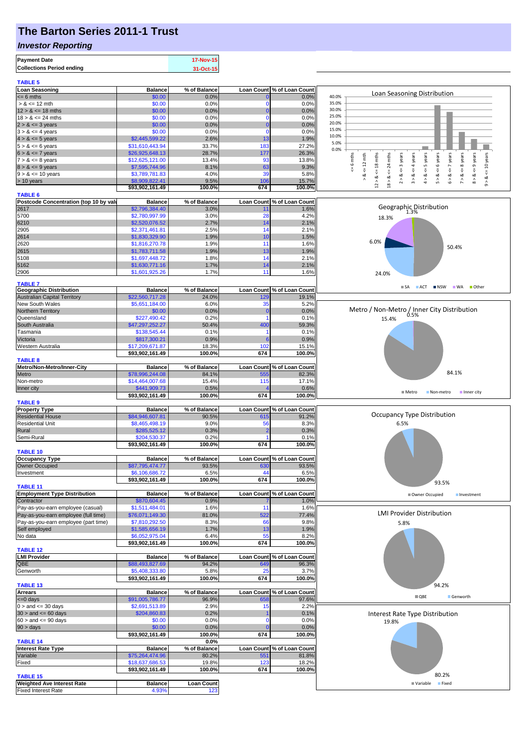# The Barton Series 2011-1 Trust

## *Investor Reporting*

| | |
|---|---|
| **Payment Date** | 17-Nov-15 |
| **Collections Period ending** | 31-Oct-15 |

**TABLE 5**

| Loan Seasoning | Balance | % of Balance | Loan Count | % of Loan Count |
|---|---|---|---|---|
| <= 6 mths | $0.00 | 0.0% | 0 | 0.0% |
| > & <= 12 mth | $0.00 | 0.0% | 0 | 0.0% |
| 12 > & <= 18 mths | $0.00 | 0.0% | 0 | 0.0% |
| 18 > & <= 24 mths | $0.00 | 0.0% | 0 | 0.0% |
| 2 > & <= 3 years | $0.00 | 0.0% | 0 | 0.0% |
| 3 > & <= 4 years | $0.00 | 0.0% | 0 | 0.0% |
| 4 > & <= 5 years | $2,445,599.22 | 2.6% | 13 | 1.9% |
| 5 > & <= 6 years | $31,610,443.94 | 33.7% | 183 | 27.2% |
| 6 > & <= 7 years | $26,925,648.13 | 28.7% | 177 | 26.3% |
| 7 > & <= 8 years | $12,625,121.00 | 13.4% | 93 | 13.8% |
| 8 > & <= 9 years | $7,595,744.96 | 8.1% | 63 | 9.3% |
| 9 > & <= 10 years | $3,789,781.83 | 4.0% | 39 | 5.8% |
| > 10 years | $8,909,822.41 | 9.5% | 106 | 15.7% |
| | $93,902,161.49 | 100.0% | 674 | 100.0% |

Loan Seasoning Distribution

40.0%
35.0%
30.0%
25.0%
20.0%
15.0%
10.0%
5.0%
0.0%

<= 6 mths
> & <= 12 mth
12 > & <= 18 mths
18 > & <= 24 mths
2 > & <= 3 years
3 > & <= 4 years
4 > & <= 5 years
5 > & <= 6 years
6 > & <= 7 years
7 > & <= 8 years
8 > & <= 9 years
9 > & <= 10 years

**TABLE 6**

| Postcode Concentration (top 10 by value) | Balance | % of Balance | Loan Count | % of Loan Count |
|---|---|---|---|---|
| 2617 | $2,796,384.40 | 3.0% | 11 | 1.6% |
| 5700 | $2,780,997.99 | 3.0% | 28 | 4.2% |
| 6210 | $2,520,076.52 | 2.7% | 14 | 2.1% |
| 2905 | $2,371,461.81 | 2.5% | 14 | 2.1% |
| 2614 | $1,830,329.90 | 1.9% | 10 | 1.5% |
| 2620 | $1,816,270.78 | 1.9% | 11 | 1.6% |
| 2615 | $1,783,711.58 | 1.9% | 13 | 1.9% |
| 5108 | $1,697,448.72 | 1.8% | 14 | 2.1% |
| 5162 | $1,630,771.16 | 1.7% | 14 | 2.1% |
| 2906 | $1,601,925.26 | 1.7% | 11 | 1.6% |

Geographic Distribution

1.3%
18.3%
6.0%
50.4%
24.0%

SA ACT NSW WA Other

**TABLE 7**

| Geographic Distribution | Balance | % of Balance | Loan Count | % of Loan Count |
|---|---|---|---|---|
| Australian Capital Territory | $22,560,717.28 | 24.0% | 129 | 19.1% |
| New South Wales | $5,651,184.00 | 6.0% | 35 | 5.2% |
| Northern Territory | $0.00 | 0.0% | 0 | 0.0% |
| Queensland | $227,490.42 | 0.2% | 1 | 0.1% |
| South Australia | $47,297,252.27 | 50.4% | 400 | 59.3% |
| Tasmania | $138,545.44 | 0.1% | 1 | 0.1% |
| Victoria | $817,300.21 | 0.9% | 6 | 0.9% |
| Western Australia | $17,209,671.87 | 18.3% | 102 | 15.1% |
| | $93,902,161.49 | 100.0% | 674 | 100.0% |

Metro / Non-Metro / Inner City Distribution

0.5%
15.4%
84.1%

Metro Non-metro Inner city

**TABLE 8**

| Metro/Non-Metro/Inner-City | Balance | % of Balance | Loan Count | % of Loan Count |
|---|---|---|---|---|
| Metro | $78,996,244.08 | 84.1% | 555 | 82.3% |
| Non-metro | $14,464,007.68 | 15.4% | 115 | 17.1% |
| Inner city | $441,909.73 | 0.5% | 4 | 0.6% |
| | $93,902,161.49 | 100.0% | 674 | 100.0% |

**TABLE 9**

| Property Type | Balance | % of Balance | Loan Count | % of Loan Count |
|---|---|---|---|---|
| Residential House | $84,946,607.81 | 90.5% | 615 | 91.2% |
| Residential Unit | $8,465,498.19 | 9.0% | 56 | 8.3% |
| Rural | $285,525.12 | 0.3% | 2 | 0.3% |
| Semi-Rural | $204,530.37 | 0.2% | 1 | 0.1% |
| | $93,902,161.49 | 100.0% | 674 | 100.0% |

Occupancy Type Distribution

6.5%
93.5%

Owner Occupied Investment

**TABLE 10**

| Occupancy Type | Balance | % of Balance | Loan Count | % of Loan Count |
|---|---|---|---|---|
| Owner Occupied | $87,795,474.77 | 93.5% | 630 | 93.5% |
| Investment | $6,106,686.72 | 6.5% | 44 | 6.5% |
| | $93,902,161.49 | 100.0% | 674 | 100.0% |

**TABLE 11**

| Employment Type Distribution | Balance | % of Balance | Loan Count | % of Loan Count |
|---|---|---|---|---|
| Contractor | $870,604.45 | 0.9% | 7 | 1.0% |
| Pay-as-you-earn employee (casual) | $1,511,484.01 | 1.6% | 11 | 1.6% |
| Pay-as-you-earn employee (full time) | $76,071,149.30 | 81.0% | 522 | 77.4% |
| Pay-as-you-earn employee (part time) | $7,810,292.50 | 8.3% | 66 | 9.8% |
| Self employed | $1,585,656.19 | 1.7% | 13 | 1.9% |
| No data | $6,052,975.04 | 6.4% | 55 | 8.2% |
| | $93,902,161.49 | 100.0% | 674 | 100.0% |

LMI Provider Distribution

5.8%
94.2%

QBE Genworth

**TABLE 12**

| LMI Provider | Balance | % of Balance | Loan Count | % of Loan Count |
|---|---|---|---|---|
| QBE | $88,493,827.69 | 94.2% | 649 | 96.3% |
| Genworth | $5,408,333.80 | 5.8% | 25 | 3.7% |
| | $93,902,161.49 | 100.0% | 674 | 100.0% |

**TABLE 13**

| Arrears | Balance | % of Balance | Loan Count | % of Loan Count |
|---|---|---|---|---|
| <=0 days | $91,005,786.77 | 96.9% | 658 | 97.6% |
| 0 > and <= 30 days | $2,691,513.89 | 2.9% | 15 | 2.2% |
| 30 > and <= 60 days | $204,860.83 | 0.2% | 1 | 0.1% |
| 60 > and <= 90 days | $0.00 | 0.0% | 0 | 0.0% |
| 90 > days | $0.00 | 0.0% | 0 | 0.0% |
| | $93,902,161.49 | 100.0% | 674 | 100.0% |

Interest Rate Type Distribution

19.8%
80.2%

Variable Fixed

**TABLE 14**

| Interest Rate Type | Balance | % of Balance | Loan Count | % of Loan Count |
|---|---|---|---|---|
| Variable | $75,264,474.96 | 80.2% | 551 | 81.8% |
| Fixed | $18,637,686.53 | 19.8% | 123 | 18.2% |
| | $93,902,161.49 | 100.0% | 674 | 100.0% |

**TABLE 15**

| Weighted Ave Interest Rate | Balance | Loan Count |
|---|---|---|
| Fixed Interest Rate | 4.93% | 123 |